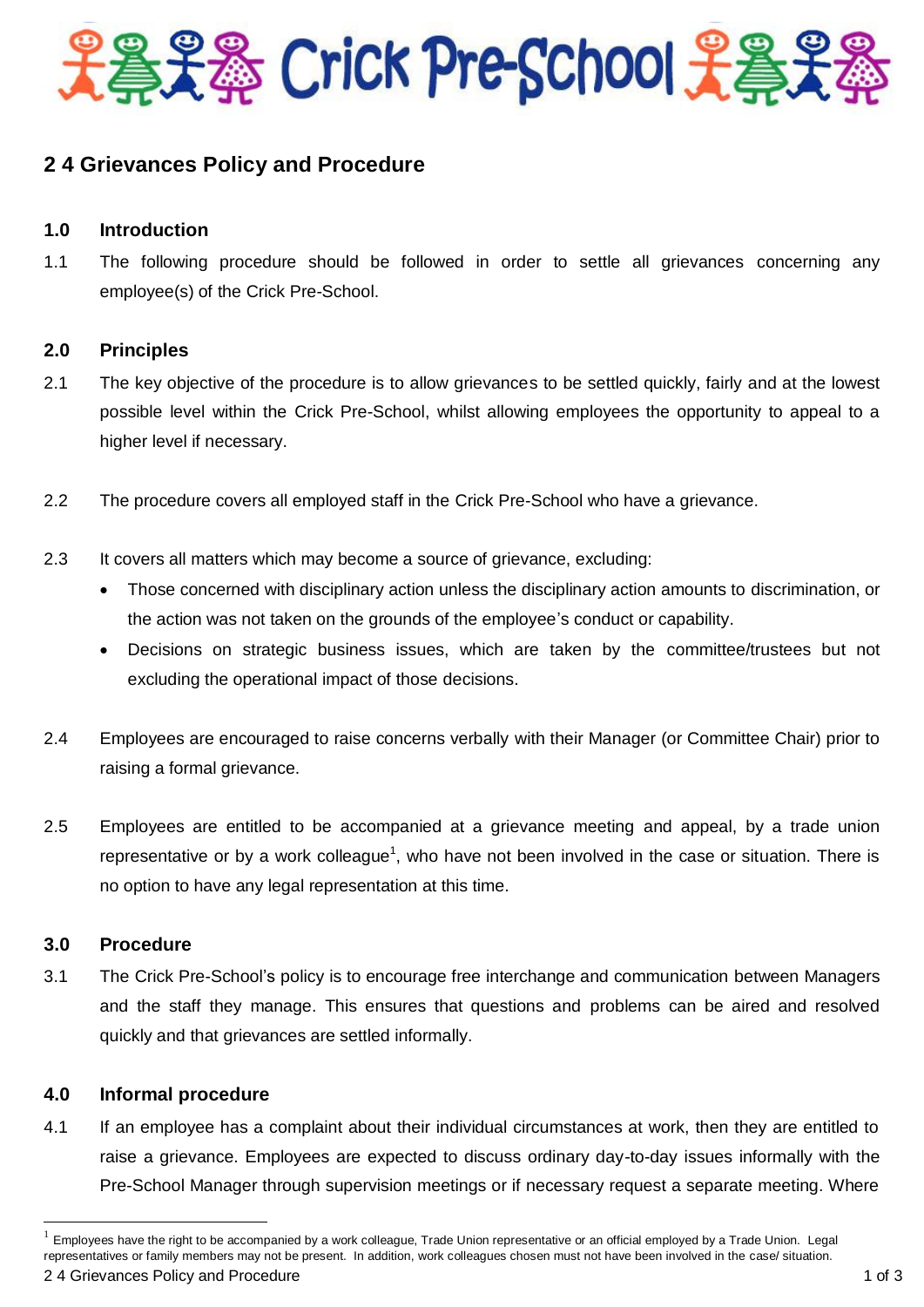# Crick Pre-School

## 2 4 Grievances Policy and Procedure

### 1.0 Introduction

1.1 The following procedure should be followed in order to settle all grievances concerning any employee(s) of the Crick Pre-School.

### 2.0 Principles

2.1 The key objective of the procedure is to allow grievances to be settled quickly, fairly and at the lowest possible level within the Crick Pre-School, whilst allowing employees the opportunity to appeal to a higher level if necessary.

2.2 The procedure covers all employed staff in the Crick Pre-School who have a grievance.

2.3 It covers all matters which may become a source of grievance, excluding:

- Those concerned with disciplinary action unless the disciplinary action amounts to discrimination, or the action was not taken on the grounds of the employee's conduct or capability.
- Decisions on strategic business issues, which are taken by the committee/trustees but not excluding the operational impact of those decisions.

2.4 Employees are encouraged to raise concerns verbally with their Manager (or Committee Chair) prior to raising a formal grievance.

2.5 Employees are entitled to be accompanied at a grievance meeting and appeal, by a trade union representative or by a work colleague[1], who have not been involved in the case or situation. There is no option to have any legal representation at this time.

### 3.0 Procedure

3.1 The Crick Pre-School's policy is to encourage free interchange and communication between Managers and the staff they manage. This ensures that questions and problems can be aired and resolved quickly and that grievances are settled informally.

### 4.0 Informal procedure

4.1 If an employee has a complaint about their individual circumstances at work, then they are entitled to raise a grievance. Employees are expected to discuss ordinary day-to-day issues informally with the Pre-School Manager through supervision meetings or if necessary request a separate meeting. Where

[1] Employees have the right to be accompanied by a work colleague, Trade Union representative or an official employed by a Trade Union. Legal representatives or family members may not be present. In addition, work colleagues chosen must not have been involved in the case/ situation.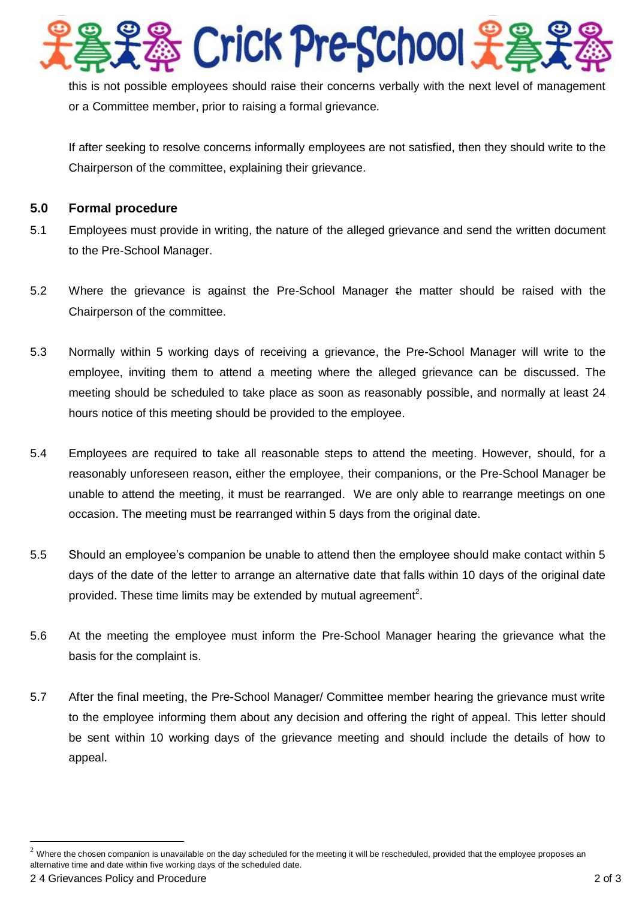this is not possible employees should raise their concerns verbally with the next level of management or a Committee member, prior to raising a formal grievance.

If after seeking to resolve concerns informally employees are not satisfied, then they should write to the Chairperson of the committee, explaining their grievance.

## 5.0 Formal procedure

5.1 Employees must provide in writing, the nature of the alleged grievance and send the written document to the Pre-School Manager.

5.2 Where the grievance is against the Pre-School Manager the matter should be raised with the Chairperson of the committee.

5.3 Normally within 5 working days of receiving a grievance, the Pre-School Manager will write to the employee, inviting them to attend a meeting where the alleged grievance can be discussed. The meeting should be scheduled to take place as soon as reasonably possible, and normally at least 24 hours notice of this meeting should be provided to the employee.

5.4 Employees are required to take all reasonable steps to attend the meeting. However, should, for a reasonably unforeseen reason, either the employee, their companions, or the Pre-School Manager be unable to attend the meeting, it must be rearranged. We are only able to rearrange meetings on one occasion. The meeting must be rearranged within 5 days from the original date.

5.5 Should an employee's companion be unable to attend then the employee should make contact within 5 days of the date of the letter to arrange an alternative date that falls within 10 days of the original date provided. These time limits may be extended by mutual agreement[2].

5.6 At the meeting the employee must inform the Pre-School Manager hearing the grievance what the basis for the complaint is.

5.7 After the final meeting, the Pre-School Manager/ Committee member hearing the grievance must write to the employee informing them about any decision and offering the right of appeal. This letter should be sent within 10 working days of the grievance meeting and should include the details of how to appeal.

[2] Where the chosen companion is unavailable on the day scheduled for the meeting it will be rescheduled, provided that the employee proposes an alternative time and date within five working days of the scheduled date.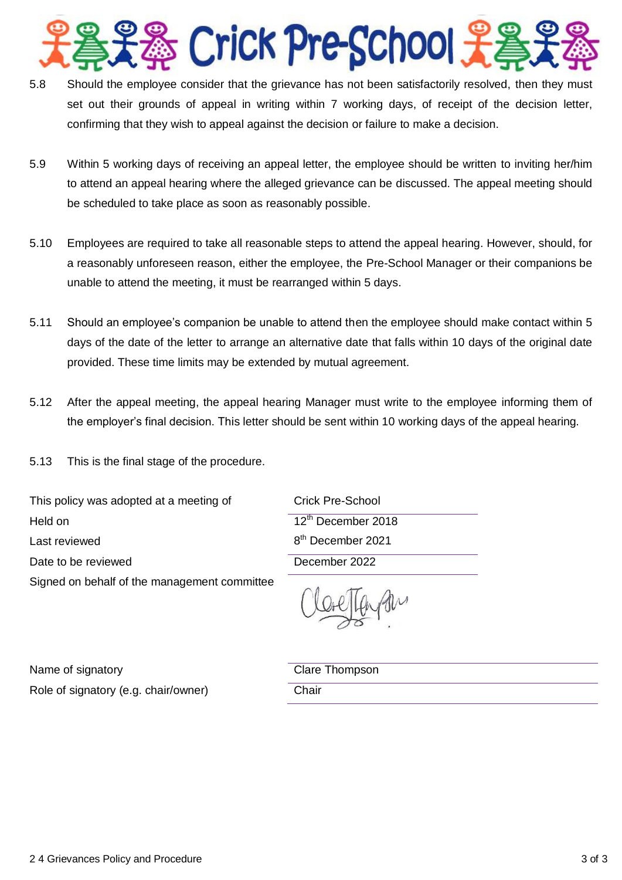5.8 Should the employee consider that the grievance has not been satisfactorily resolved, then they must set out their grounds of appeal in writing within 7 working days, of receipt of the decision letter, confirming that they wish to appeal against the decision or failure to make a decision.

5.9 Within 5 working days of receiving an appeal letter, the employee should be written to inviting her/him to attend an appeal hearing where the alleged grievance can be discussed. The appeal meeting should be scheduled to take place as soon as reasonably possible.

5.10 Employees are required to take all reasonable steps to attend the appeal hearing. However, should, for a reasonably unforeseen reason, either the employee, the Pre-School Manager or their companions be unable to attend the meeting, it must be rearranged within 5 days.

5.11 Should an employee's companion be unable to attend then the employee should make contact within 5 days of the date of the letter to arrange an alternative date that falls within 10 days of the original date provided. These time limits may be extended by mutual agreement.

5.12 After the appeal meeting, the appeal hearing Manager must write to the employee informing them of the employer's final decision. This letter should be sent within 10 working days of the appeal hearing.

5.13 This is the final stage of the procedure.

| | |
|---|---|
| This policy was adopted at a meeting of | Crick Pre-School |
| Held on | 12th December 2018 |
| Last reviewed | 8th December 2021 |
| Date to be reviewed | December 2022 |
| Signed on behalf of the management committee | |
| Name of signatory | Clare Thompson |
| Role of signatory (e.g. chair/owner) | Chair |